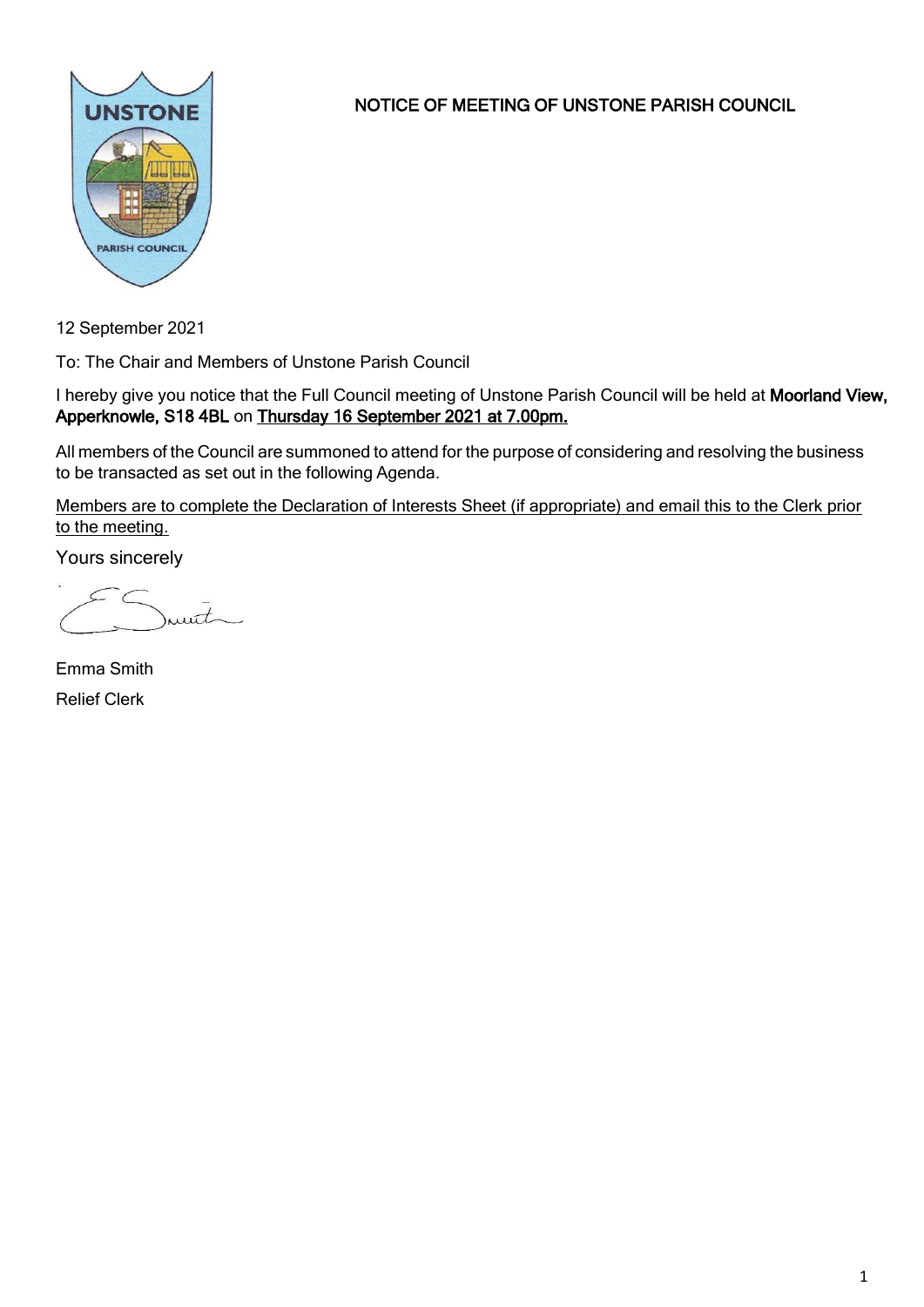# NOTICE OF MEETING OF UNSTONE PARISH COUNCIL

12 September 2021

To: The Chair and Members of Unstone Parish Council

I hereby give you notice that the Full Council meeting of Unstone Parish Council will be held at **Moorland View, Apperknowle, S18 4BL** on **Thursday 16 September 2021 at 7.00pm.**

All members of the Council are summoned to attend for the purpose of considering and resolving the business to be transacted as set out in the following Agenda.

Members are to complete the Declaration of Interests Sheet (if appropriate) and email this to the Clerk prior to the meeting.

Yours sincerely

Emma Smith

Relief Clerk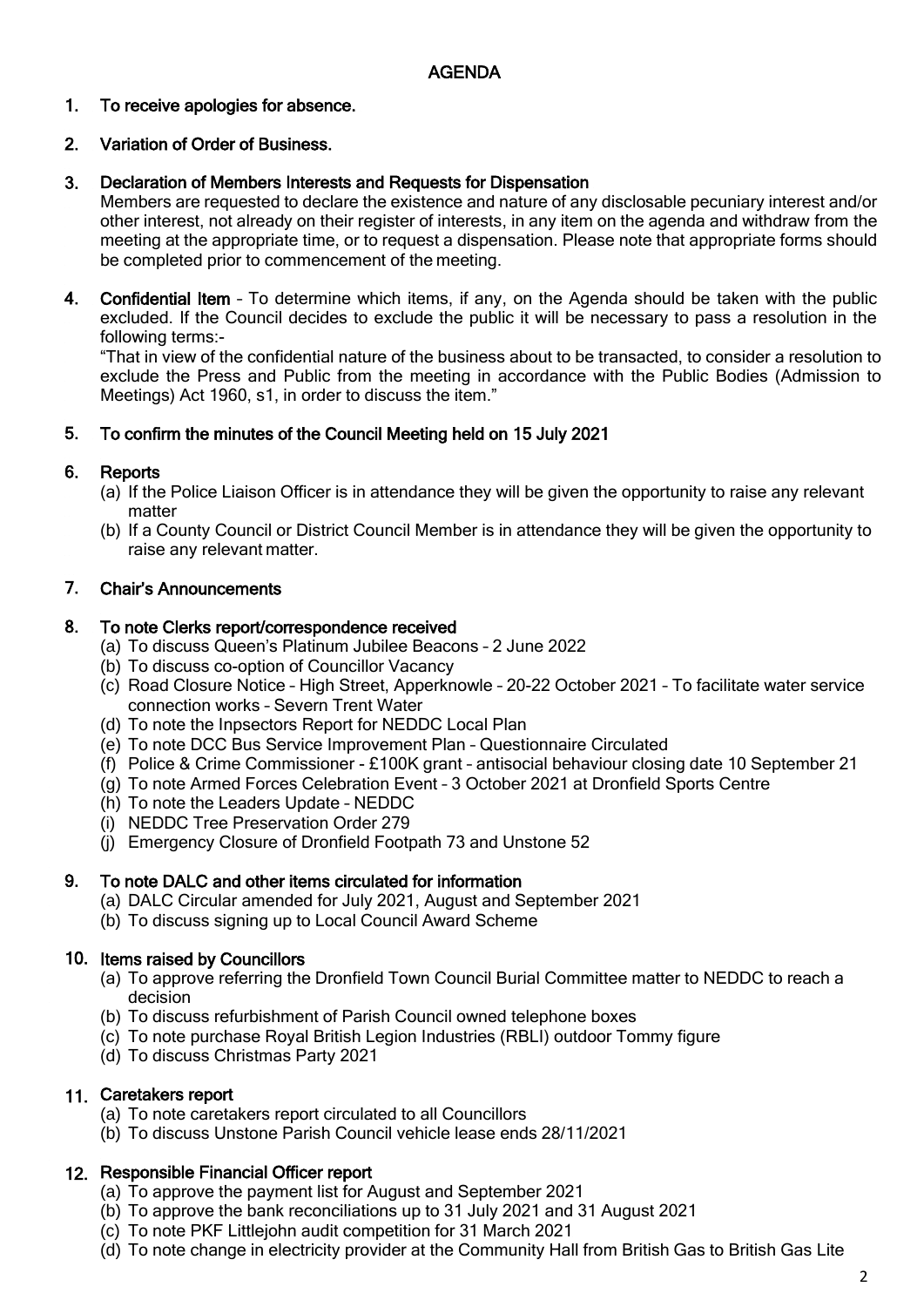# AGENDA

1. **To receive apologies for absence.**

2. **Variation of Order of Business.**

3. **Declaration of Members Interests and Requests for Dispensation**
   Members are requested to declare the existence and nature of any disclosable pecuniary interest and/or other interest, not already on their register of interests, in any item on the agenda and withdraw from the meeting at the appropriate time, or to request a dispensation. Please note that appropriate forms should be completed prior to commencement of the meeting.

4. **Confidential Item** – To determine which items, if any, on the Agenda should be taken with the public excluded. If the Council decides to exclude the public it will be necessary to pass a resolution in the following terms:-
   "That in view of the confidential nature of the business about to be transacted, to consider a resolution to exclude the Press and Public from the meeting in accordance with the Public Bodies (Admission to Meetings) Act 1960, s1, in order to discuss the item."

5. **To confirm the minutes of the Council Meeting held on 15 July 2021**

6. **Reports**
   (a) If the Police Liaison Officer is in attendance they will be given the opportunity to raise any relevant matter
   (b) If a County Council or District Council Member is in attendance they will be given the opportunity to raise any relevant matter.

7. **Chair's Announcements**

8. **To note Clerks report/correspondence received**
   (a) To discuss Queen's Platinum Jubilee Beacons – 2 June 2022
   (b) To discuss co-option of Councillor Vacancy
   (c) Road Closure Notice – High Street, Apperknowle – 20-22 October 2021 – To facilitate water service connection works – Severn Trent Water
   (d) To note the Inpsectors Report for NEDDC Local Plan
   (e) To note DCC Bus Service Improvement Plan – Questionnaire Circulated
   (f) Police & Crime Commissioner - £100K grant – antisocial behaviour closing date 10 September 21
   (g) To note Armed Forces Celebration Event – 3 October 2021 at Dronfield Sports Centre
   (h) To note the Leaders Update – NEDDC
   (i) NEDDC Tree Preservation Order 279
   (j) Emergency Closure of Dronfield Footpath 73 and Unstone 52

9. **To note DALC and other items circulated for information**
   (a) DALC Circular amended for July 2021, August and September 2021
   (b) To discuss signing up to Local Council Award Scheme

10. **Items raised by Councillors**
    (a) To approve referring the Dronfield Town Council Burial Committee matter to NEDDC to reach a decision
    (b) To discuss refurbishment of Parish Council owned telephone boxes
    (c) To note purchase Royal British Legion Industries (RBLI) outdoor Tommy figure
    (d) To discuss Christmas Party 2021

11. **Caretakers report**
    (a) To note caretakers report circulated to all Councillors
    (b) To discuss Unstone Parish Council vehicle lease ends 28/11/2021

12. **Responsible Financial Officer report**
    (a) To approve the payment list for August and September 2021
    (b) To approve the bank reconciliations up to 31 July 2021 and 31 August 2021
    (c) To note PKF Littlejohn audit competition for 31 March 2021
    (d) To note change in electricity provider at the Community Hall from British Gas to British Gas Lite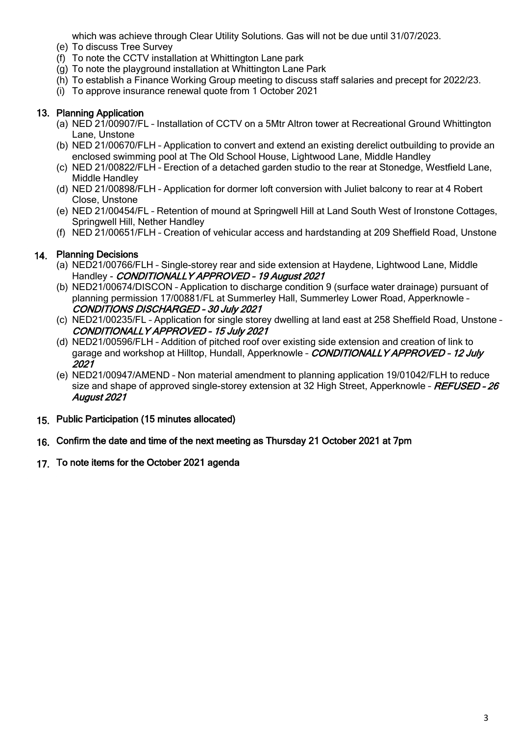which was achieve through Clear Utility Solutions. Gas will not be due until 31/07/2023.

(e) To discuss Tree Survey
(f) To note the CCTV installation at Whittington Lane park
(g) To note the playground installation at Whittington Lane Park
(h) To establish a Finance Working Group meeting to discuss staff salaries and precept for 2022/23.
(i) To approve insurance renewal quote from 1 October 2021

**13. Planning Application**

(a) NED 21/00907/FL – Installation of CCTV on a 5Mtr Altron tower at Recreational Ground Whittington Lane, Unstone
(b) NED 21/00670/FLH – Application to convert and extend an existing derelict outbuilding to provide an enclosed swimming pool at The Old School House, Lightwood Lane, Middle Handley
(c) NED 21/00822/FLH – Erection of a detached garden studio to the rear at Stonedge, Westfield Lane, Middle Handley
(d) NED 21/00898/FLH – Application for dormer loft conversion with Juliet balcony to rear at 4 Robert Close, Unstone
(e) NED 21/00454/FL – Retention of mound at Springwell Hill at Land South West of Ironstone Cottages, Springwell Hill, Nether Handley
(f) NED 21/00651/FLH – Creation of vehicular access and hardstanding at 209 Sheffield Road, Unstone

**14. Planning Decisions**

(a) NED21/00766/FLH – Single-storey rear and side extension at Haydene, Lightwood Lane, Middle Handley - *CONDITIONALLY APPROVED – 19 August 2021*
(b) NED21/00674/DISCON – Application to discharge condition 9 (surface water drainage) pursuant of planning permission 17/00881/FL at Summerley Hall, Summerley Lower Road, Apperknowle – *CONDITIONS DISCHARGED – 30 July 2021*
(c) NED21/00235/FL – Application for single storey dwelling at land east at 258 Sheffield Road, Unstone – *CONDITIONALLY APPROVED – 15 July 2021*
(d) NED21/00596/FLH – Addition of pitched roof over existing side extension and creation of link to garage and workshop at Hilltop, Hundall, Apperknowle – *CONDITIONALLY APPROVED – 12 July 2021*
(e) NED21/00947/AMEND – Non material amendment to planning application 19/01042/FLH to reduce size and shape of approved single-storey extension at 32 High Street, Apperknowle – *REFUSED – 26 August 2021*

**15. Public Participation (15 minutes allocated)**

**16. Confirm the date and time of the next meeting as Thursday 21 October 2021 at 7pm**

**17. To note items for the October 2021 agenda**